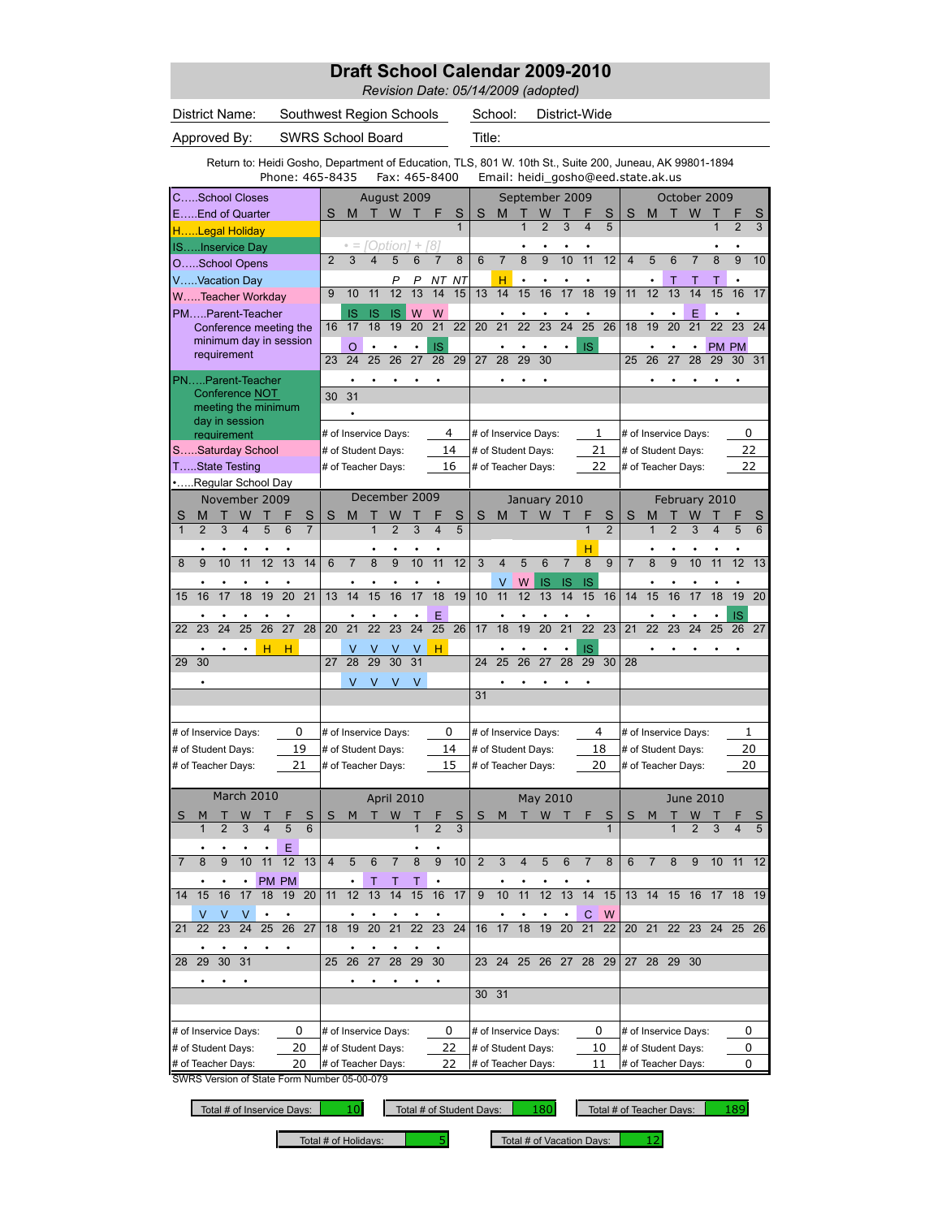# Draft School Calendar 2009-2010

*Revision Date: 05/14/2009 (adopted)*

| District Name: | Southwest Region Schools | School: | District-Wide |
|---|---|---|---|
| Approved By: | SWRS School Board | Title: | |

Return to: Heidi Gosho, Department of Education, TLS, 801 W. 10th St., Suite 200, Juneau, AK 99801-1894
Phone: 465-8435 Fax: 465-8400 Email: heidi_gosho@eed.state.ak.us

## Legend

- C.....School Closes
- E.....End of Quarter
- H.....Legal Holiday
- IS.....Inservice Day
- O.....School Opens
- V.....Vacation Day
- W.....Teacher Workday
- PM.....Parent-Teacher Conference meeting the minimum day in session requirement
- PN.....Parent-Teacher Conference NOT meeting the minimum day in session requirement
- S.....Saturday School
- T.....State Testing
- •.....Regular School Day
- • = [Option] + [8]

## August 2009

| S | M | T | W | T | F | S |
|---|---|---|---|---|---|---|
| | | | | | | 1 |
| 2 | 3 | 4 | 5 | 6 | 7 | 8 |
| | | | P | P | NT | NT |
| 9 | 10 | 11 | 12 | 13 | 14 | 15 |
| | IS | IS | IS | W | W | |
| 16 | 17 | 18 | 19 | 20 | 21 | 22 |
| | O | • | • | • | IS | |
| 23 | 24 | 25 | 26 | 27 | 28 | 29 |
| | • | • | • | • | • | |
| 30 | 31 | | | | | |
| | • | | | | | |

- # of Inservice Days: 4
- # of Student Days: 14
- # of Teacher Days: 16

## September 2009

| S | M | T | W | T | F | S |
|---|---|---|---|---|---|---|
| | | 1 | 2 | 3 | 4 | 5 |
| | | • | • | • | • | |
| 6 | 7 | 8 | 9 | 10 | 11 | 12 |
| | H | • | • | • | • | |
| 13 | 14 | 15 | 16 | 17 | 18 | 19 |
| | • | • | • | • | • | |
| 20 | 21 | 22 | 23 | 24 | 25 | 26 |
| | • | • | • | • | IS | |
| 27 | 28 | 29 | 30 | | | |
| | • | • | • | | | |

- # of Inservice Days: 1
- # of Student Days: 21
- # of Teacher Days: 22

## October 2009

| S | M | T | W | T | F | S |
|---|---|---|---|---|---|---|
| | | | | 1 | 2 | 3 |
| | | | | • | • | |
| 4 | 5 | 6 | 7 | 8 | 9 | 10 |
| | • | T | T | T | • | |
| 11 | 12 | 13 | 14 | 15 | 16 | 17 |
| | • | • | E | • | • | |
| 18 | 19 | 20 | 21 | 22 | 23 | 24 |
| | • | • | • | PM | PM | |
| 25 | 26 | 27 | 28 | 29 | 30 | 31 |
| | • | • | • | • | • | |

- # of Inservice Days: 0
- # of Student Days: 22
- # of Teacher Days: 22

## November 2009

| S | M | T | W | T | F | S |
|---|---|---|---|---|---|---|
| 1 | 2 | 3 | 4 | 5 | 6 | 7 |
| | • | • | • | • | • | |
| 8 | 9 | 10 | 11 | 12 | 13 | 14 |
| | • | • | • | • | • | |
| 15 | 16 | 17 | 18 | 19 | 20 | 21 |
| | • | • | • | • | • | |
| 22 | 23 | 24 | 25 | 26 | 27 | 28 |
| | • | • | • | H | H | |
| 29 | 30 | | | | | |
| | • | | | | | |

- # of Inservice Days: 0
- # of Student Days: 19
- # of Teacher Days: 21

## December 2009

| S | M | T | W | T | F | S |
|---|---|---|---|---|---|---|
| | | 1 | 2 | 3 | 4 | 5 |
| | | • | • | • | • | |
| 6 | 7 | 8 | 9 | 10 | 11 | 12 |
| | • | • | • | • | • | |
| 13 | 14 | 15 | 16 | 17 | 18 | 19 |
| | • | • | • | • | E | |
| 20 | 21 | 22 | 23 | 24 | 25 | 26 |
| | V | V | V | V | H | |
| 27 | 28 | 29 | 30 | 31 | | |
| | V | V | V | V | | |

- # of Inservice Days: 0
- # of Student Days: 14
- # of Teacher Days: 15

## January 2010

| S | M | T | W | T | F | S |
|---|---|---|---|---|---|---|
| | | | | | 1 | 2 |
| | | | | | H | |
| 3 | 4 | 5 | 6 | 7 | 8 | 9 |
| | V | W | IS | IS | IS | |
| 10 | 11 | 12 | 13 | 14 | 15 | 16 |
| | • | • | • | • | • | |
| 17 | 18 | 19 | 20 | 21 | 22 | 23 |
| | • | • | • | • | IS | |
| 24 | 25 | 26 | 27 | 28 | 29 | 30 |
| | • | • | • | • | • | |
| 31 | | | | | | |

- # of Inservice Days: 4
- # of Student Days: 18
- # of Teacher Days: 20

## February 2010

| S | M | T | W | T | F | S |
|---|---|---|---|---|---|---|
| | 1 | 2 | 3 | 4 | 5 | 6 |
| | • | • | • | • | • | |
| 7 | 8 | 9 | 10 | 11 | 12 | 13 |
| | • | • | • | • | • | |
| 14 | 15 | 16 | 17 | 18 | 19 | 20 |
| | • | • | • | • | IS | |
| 21 | 22 | 23 | 24 | 25 | 26 | 27 |
| | • | • | • | • | • | |
| 28 | | | | | | |

- # of Inservice Days: 1
- # of Student Days: 20
- # of Teacher Days: 20

## March 2010

| S | M | T | W | T | F | S |
|---|---|---|---|---|---|---|
| | 1 | 2 | 3 | 4 | 5 | 6 |
| | • | • | • | • | E | |
| 7 | 8 | 9 | 10 | 11 | 12 | 13 |
| | • | • | • | PM | PM | |
| 14 | 15 | 16 | 17 | 18 | 19 | 20 |
| | V | V | V | • | • | |
| 21 | 22 | 23 | 24 | 25 | 26 | 27 |
| | • | • | • | • | • | |
| 28 | 29 | 30 | 31 | | | |
| | • | • | • | | | |

- # of Inservice Days: 0
- # of Student Days: 20
- # of Teacher Days: 20

## April 2010

| S | M | T | W | T | F | S |
|---|---|---|---|---|---|---|
| | | | | 1 | 2 | 3 |
| | | | | • | • | |
| 4 | 5 | 6 | 7 | 8 | 9 | 10 |
| | • | T | T | T | • | |
| 11 | 12 | 13 | 14 | 15 | 16 | 17 |
| | • | • | • | • | • | |
| 18 | 19 | 20 | 21 | 22 | 23 | 24 |
| | • | • | • | • | • | |
| 25 | 26 | 27 | 28 | 29 | 30 | |
| | • | • | • | • | • | |

- # of Inservice Days: 0
- # of Student Days: 22
- # of Teacher Days: 22

## May 2010

| S | M | T | W | T | F | S |
|---|---|---|---|---|---|---|
| | | | | | | 1 |
| 2 | 3 | 4 | 5 | 6 | 7 | 8 |
| | • | • | • | • | • | |
| 9 | 10 | 11 | 12 | 13 | 14 | 15 |
| | • | • | • | • | C | W |
| 16 | 17 | 18 | 19 | 20 | 21 | 22 |
| 23 | 24 | 25 | 26 | 27 | 28 | 29 |
| 30 | 31 | | | | | |

- # of Inservice Days: 0
- # of Student Days: 10
- # of Teacher Days: 11

## June 2010

| S | M | T | W | T | F | S |
|---|---|---|---|---|---|---|
| | | 1 | 2 | 3 | 4 | 5 |
| 6 | 7 | 8 | 9 | 10 | 11 | 12 |
| 13 | 14 | 15 | 16 | 17 | 18 | 19 |
| 20 | 21 | 22 | 23 | 24 | 25 | 26 |
| 27 | 28 | 29 | 30 | | | |

- # of Inservice Days: 0
- # of Student Days: 0
- # of Teacher Days: 0

SWRS Version of State Form Number 05-00-079

## Totals

| Total # of Inservice Days: | 10 |
|---|---|
| Total # of Student Days: | 180 |
| Total # of Teacher Days: | 189 |
| Total # of Holidays: | 5 |
| Total # of Vacation Days: | 12 |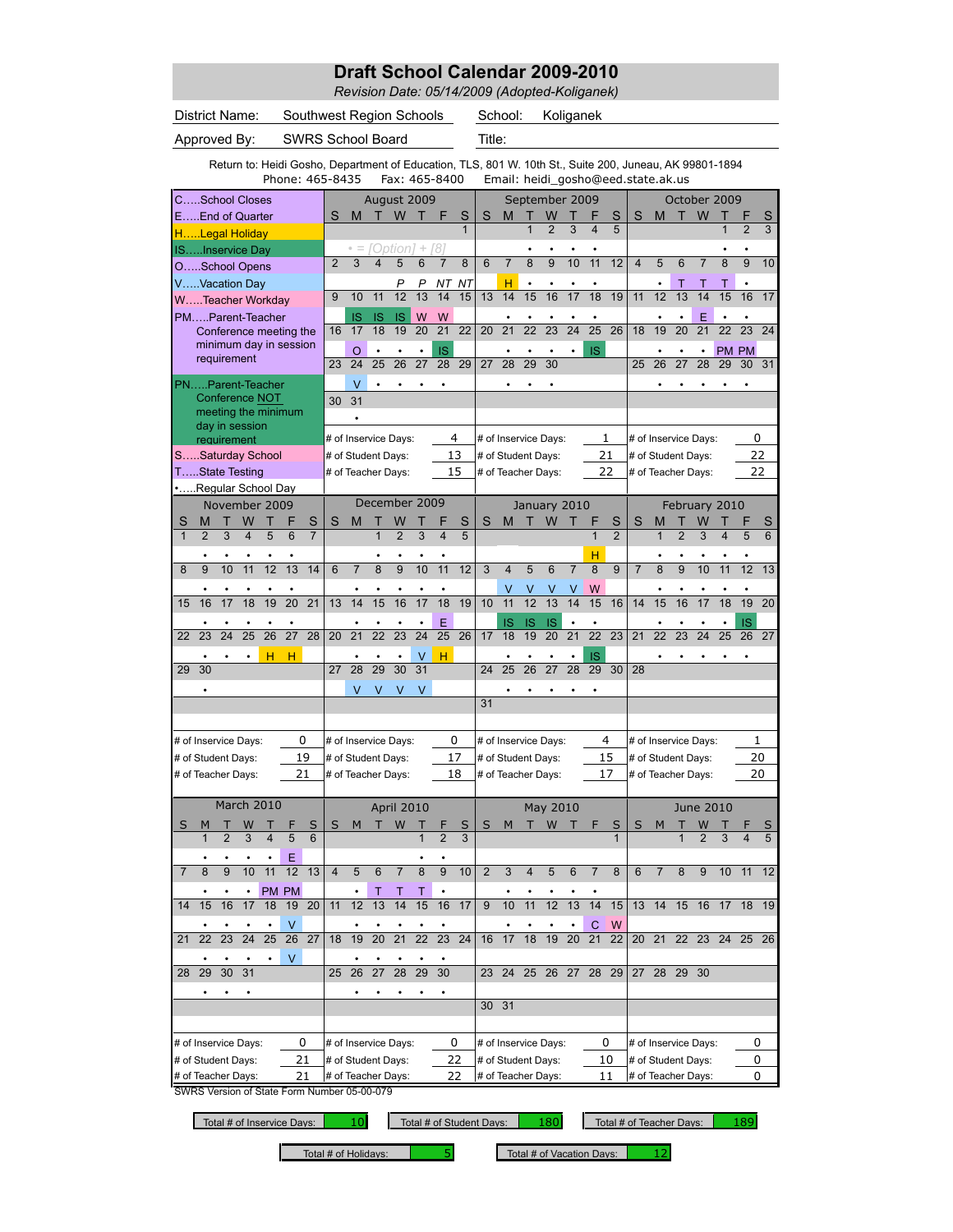# Draft School Calendar 2009-2010

*Revision Date: 05/14/2009 (Adopted-Koliganek)*

District Name: Southwest Region Schools    School: Koliganek

Approved By: SWRS School Board    Title:

Return to: Heidi Gosho, Department of Education, TLS, 801 W. 10th St., Suite 200, Juneau, AK 99801-1894
Phone: 465-8435    Fax: 465-8400    Email: heidi_gosho@eed.state.ak.us

## Legend

- C.....School Closes
- E.....End of Quarter
- H.....Legal Holiday
- IS.....Inservice Day
- O.....School Opens
- V.....Vacation Day
- W.....Teacher Workday
- PM.....Parent-Teacher Conference meeting the minimum day in session requirement
- PN.....Parent-Teacher Conference NOT meeting the minimum day in session requirement
- S.....Saturday School
- T.....State Testing
- •.....Regular School Day

• = [Option] + [8]

## August 2009

| S | M | T | W | T | F | S |
|---|---|---|---|---|---|---|
| | | | | | | 1 |
| 2 | 3 | 4 | 5 | 6 | 7 | 8 |
| | | | P | P | NT | NT |
| 9 | 10 | 11 | 12 | 13 | 14 | 15 |
| | IS | IS | IS | W | W | |
| 16 | 17 | 18 | 19 | 20 | 21 | 22 |
| | O | • | • | • | IS | |
| 23 | 24 | 25 | 26 | 27 | 28 | 29 |
| | V | • | • | • | • | |
| 30 | 31 | | | | | |
| | • | | | | | |

# of Inservice Days: 4
# of Student Days: 13
# of Teacher Days: 15

## September 2009

| S | M | T | W | T | F | S |
|---|---|---|---|---|---|---|
| | | 1 | 2 | 3 | 4 | 5 |
| | | • | • | • | • | |
| 6 | 7 | 8 | 9 | 10 | 11 | 12 |
| | H | • | • | • | • | |
| 13 | 14 | 15 | 16 | 17 | 18 | 19 |
| | • | • | • | • | • | |
| 20 | 21 | 22 | 23 | 24 | 25 | 26 |
| | • | • | • | • | IS | |
| 27 | 28 | 29 | 30 | | | |
| | • | • | • | | | |

# of Inservice Days: 1
# of Student Days: 21
# of Teacher Days: 22

## October 2009

| S | M | T | W | T | F | S |
|---|---|---|---|---|---|---|
| | | | | 1 | 2 | 3 |
| | | | | • | • | |
| 4 | 5 | 6 | 7 | 8 | 9 | 10 |
| | • | T | T | T | • | |
| 11 | 12 | 13 | 14 | 15 | 16 | 17 |
| | • | • | E | • | • | |
| 18 | 19 | 20 | 21 | 22 | 23 | 24 |
| | • | • | • | PM | PM | |
| 25 | 26 | 27 | 28 | 29 | 30 | 31 |
| | • | • | • | • | • | |

# of Inservice Days: 0
# of Student Days: 22
# of Teacher Days: 22

## November 2009

| S | M | T | W | T | F | S |
|---|---|---|---|---|---|---|
| 1 | 2 | 3 | 4 | 5 | 6 | 7 |
| | • | • | • | • | • | |
| 8 | 9 | 10 | 11 | 12 | 13 | 14 |
| | • | • | • | • | • | |
| 15 | 16 | 17 | 18 | 19 | 20 | 21 |
| | • | • | • | • | • | |
| 22 | 23 | 24 | 25 | 26 | 27 | 28 |
| | • | • | • | H | H | |
| 29 | 30 | | | | | |
| | • | | | | | |

# of Inservice Days: 0
# of Student Days: 19
# of Teacher Days: 21

## December 2009

| S | M | T | W | T | F | S |
|---|---|---|---|---|---|---|
| | | 1 | 2 | 3 | 4 | 5 |
| | | • | • | • | • | |
| 6 | 7 | 8 | 9 | 10 | 11 | 12 |
| | • | • | • | • | • | |
| 13 | 14 | 15 | 16 | 17 | 18 | 19 |
| | • | • | • | • | E | |
| 20 | 21 | 22 | 23 | 24 | 25 | 26 |
| | • | • | • | V | H | |
| 27 | 28 | 29 | 30 | 31 | | |
| | V | V | V | V | | |

# of Inservice Days: 0
# of Student Days: 17
# of Teacher Days: 18

## January 2010

| S | M | T | W | T | F | S |
|---|---|---|---|---|---|---|
| | | | | | 1 | 2 |
| | | | | | H | |
| 3 | 4 | 5 | 6 | 7 | 8 | 9 |
| | V | V | V | V | W | |
| 10 | 11 | 12 | 13 | 14 | 15 | 16 |
| | IS | IS | IS | • | • | |
| 17 | 18 | 19 | 20 | 21 | 22 | 23 |
| | • | • | • | • | IS | |
| 24 | 25 | 26 | 27 | 28 | 29 | 30 |
| | • | • | • | • | • | |
| 31 | | | | | | |

# of Inservice Days: 4
# of Student Days: 15
# of Teacher Days: 17

## February 2010

| S | M | T | W | T | F | S |
|---|---|---|---|---|---|---|
| | 1 | 2 | 3 | 4 | 5 | 6 |
| | • | • | • | • | • | |
| 7 | 8 | 9 | 10 | 11 | 12 | 13 |
| | • | • | • | • | • | |
| 14 | 15 | 16 | 17 | 18 | 19 | 20 |
| | • | • | • | • | IS | |
| 21 | 22 | 23 | 24 | 25 | 26 | 27 |
| | • | • | • | • | • | |
| 28 | | | | | | |

# of Inservice Days: 1
# of Student Days: 20
# of Teacher Days: 20

## March 2010

| S | M | T | W | T | F | S |
|---|---|---|---|---|---|---|
| | 1 | 2 | 3 | 4 | 5 | 6 |
| | • | • | • | • | E | |
| 7 | 8 | 9 | 10 | 11 | 12 | 13 |
| | • | • | • | PM | PM | |
| 14 | 15 | 16 | 17 | 18 | 19 | 20 |
| | • | • | • | • | V | |
| 21 | 22 | 23 | 24 | 25 | 26 | 27 |
| | • | • | • | • | V | |
| 28 | 29 | 30 | 31 | | | |
| | • | • | • | | | |

# of Inservice Days: 0
# of Student Days: 21
# of Teacher Days: 21

## April 2010

| S | M | T | W | T | F | S |
|---|---|---|---|---|---|---|
| | | | | 1 | 2 | 3 |
| | | | | • | • | |
| 4 | 5 | 6 | 7 | 8 | 9 | 10 |
| | • | T | T | T | • | |
| 11 | 12 | 13 | 14 | 15 | 16 | 17 |
| | • | • | • | • | • | |
| 18 | 19 | 20 | 21 | 22 | 23 | 24 |
| | • | • | • | • | • | |
| 25 | 26 | 27 | 28 | 29 | 30 | |
| | • | • | • | • | • | |

# of Inservice Days: 0
# of Student Days: 22
# of Teacher Days: 22

## May 2010

| S | M | T | W | T | F | S |
|---|---|---|---|---|---|---|
| | | | | | | 1 |
| 2 | 3 | 4 | 5 | 6 | 7 | 8 |
| | • | • | • | • | • | |
| 9 | 10 | 11 | 12 | 13 | 14 | 15 |
| | • | • | • | • | C | W |
| 16 | 17 | 18 | 19 | 20 | 21 | 22 |
| 23 | 24 | 25 | 26 | 27 | 28 | 29 |
| 30 | 31 | | | | | |

# of Inservice Days: 0
# of Student Days: 10
# of Teacher Days: 11

## June 2010

| S | M | T | W | T | F | S |
|---|---|---|---|---|---|---|
| | | 1 | 2 | 3 | 4 | 5 |
| 6 | 7 | 8 | 9 | 10 | 11 | 12 |
| 13 | 14 | 15 | 16 | 17 | 18 | 19 |
| 20 | 21 | 22 | 23 | 24 | 25 | 26 |
| 27 | 28 | 29 | 30 | | | |

# of Inservice Days: 0
# of Student Days: 0
# of Teacher Days: 0

SWRS Version of State Form Number 05-00-079

| Total # of Inservice Days: | 10 | Total # of Student Days: | 180 | Total # of Teacher Days: | 189 |
|---|---|---|---|---|---|
| Total # of Holidays: | 5 | Total # of Vacation Days: | 12 | | |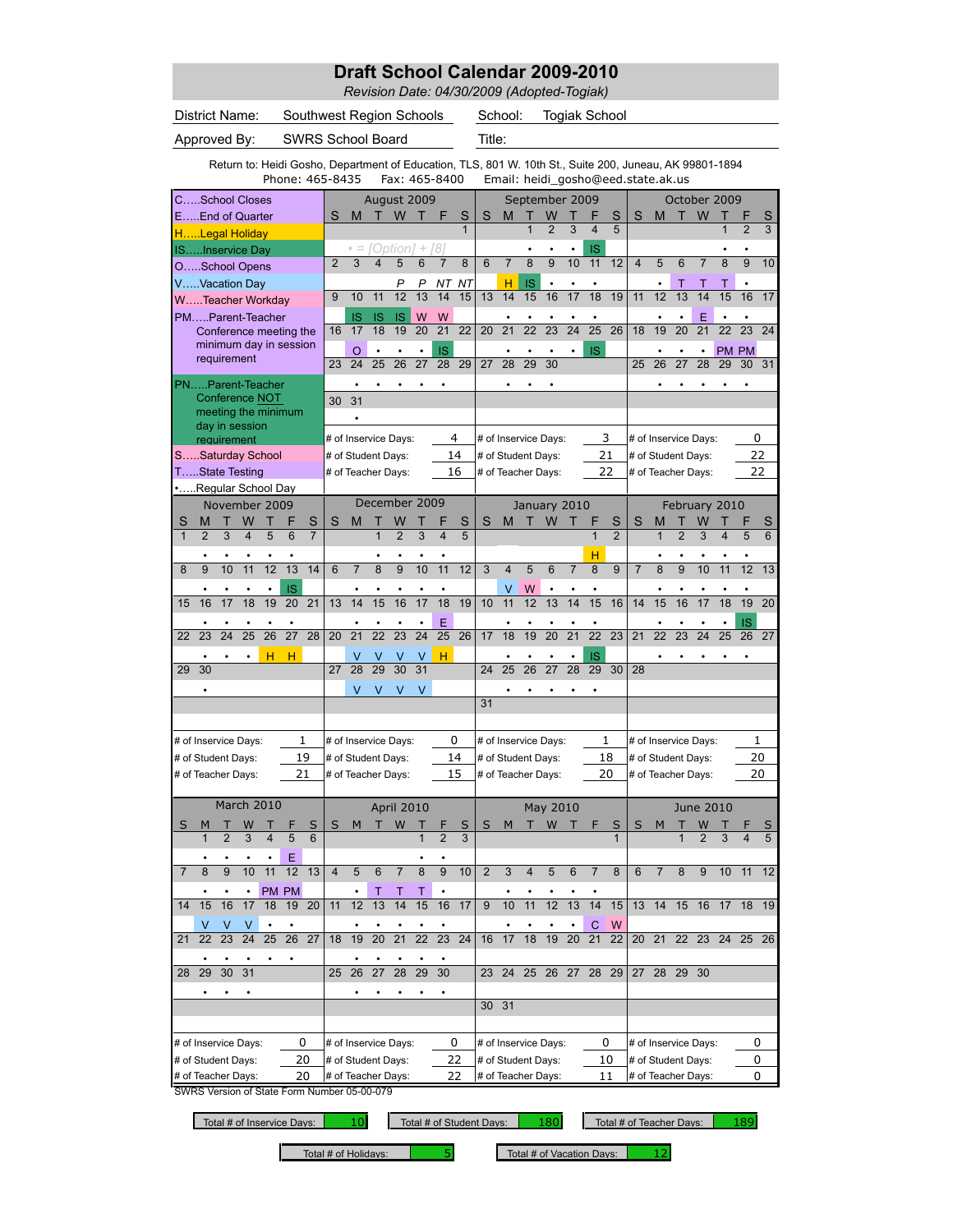# Draft School Calendar 2009-2010

*Revision Date: 04/30/2009 (Adopted-Togiak)*

District Name: Southwest Region Schools | School: Togiak School

Approved By: SWRS School Board | Title:

Return to: Heidi Gosho, Department of Education, TLS, 801 W. 10th St., Suite 200, Juneau, AK 99801-1894
Phone: 465-8435 Fax: 465-8400 Email: heidi_gosho@eed.state.ak.us

**Legend:**
- C.....School Closes
- E.....End of Quarter
- H.....Legal Holiday
- IS.....Inservice Day
- O.....School Opens
- V.....Vacation Day
- W.....Teacher Workday
- PM.....Parent-Teacher Conference meeting the minimum day in session requirement
- PN.....Parent-Teacher Conference NOT meeting the minimum day in session requirement
- S.....Saturday School
- T.....State Testing
- •.....Regular School Day
- • = [Option] + [8]

## August 2009

| S | M | T | W | T | F | S |
|---|---|---|---|---|---|---|
| | | | | | | 1 |
| 2 | 3 | 4 | 5 | 6 | 7 | 8 |
| | | | P | P | NT | NT |
| 9 | 10 | 11 | 12 | 13 | 14 | 15 |
| | IS | IS | IS | W | W | |
| 16 | 17 | 18 | 19 | 20 | 21 | 22 |
| | O | • | • | • | IS | |
| 23 | 24 | 25 | 26 | 27 | 28 | 29 |
| | • | • | • | • | • | |
| 30 | 31 | | | | | |
| | • | | | | | |

# of Inservice Days: 4
# of Student Days: 14
# of Teacher Days: 16

## September 2009

| S | M | T | W | T | F | S |
|---|---|---|---|---|---|---|
| | | 1 | 2 | 3 | 4 | 5 |
| | | • | • | • | IS | |
| 6 | 7 | 8 | 9 | 10 | 11 | 12 |
| | H | IS | • | • | • | |
| 13 | 14 | 15 | 16 | 17 | 18 | 19 |
| | • | • | • | • | • | |
| 20 | 21 | 22 | 23 | 24 | 25 | 26 |
| | • | • | • | • | IS | |
| 27 | 28 | 29 | 30 | | | |
| | • | • | • | | | |

# of Inservice Days: 3
# of Student Days: 21
# of Teacher Days: 22

## October 2009

| S | M | T | W | T | F | S |
|---|---|---|---|---|---|---|
| | | | | 1 | 2 | 3 |
| | | | | • | • | |
| 4 | 5 | 6 | 7 | 8 | 9 | 10 |
| | • | T | T | T | • | |
| 11 | 12 | 13 | 14 | 15 | 16 | 17 |
| | • | • | E | • | • | |
| 18 | 19 | 20 | 21 | 22 | 23 | 24 |
| | • | • | • | PM | PM | |
| 25 | 26 | 27 | 28 | 29 | 30 | 31 |
| | • | • | • | • | • | |

# of Inservice Days: 0
# of Student Days: 22
# of Teacher Days: 22

## November 2009

| S | M | T | W | T | F | S |
|---|---|---|---|---|---|---|
| 1 | 2 | 3 | 4 | 5 | 6 | 7 |
| | • | • | • | • | • | |
| 8 | 9 | 10 | 11 | 12 | 13 | 14 |
| | • | • | • | • | IS | |
| 15 | 16 | 17 | 18 | 19 | 20 | 21 |
| | • | • | • | • | • | |
| 22 | 23 | 24 | 25 | 26 | 27 | 28 |
| | • | • | • | H | H | |
| 29 | 30 | | | | | |
| | • | | | | | |

# of Inservice Days: 1
# of Student Days: 19
# of Teacher Days: 21

## December 2009

| S | M | T | W | T | F | S |
|---|---|---|---|---|---|---|
| | | 1 | 2 | 3 | 4 | 5 |
| | | • | • | • | • | |
| 6 | 7 | 8 | 9 | 10 | 11 | 12 |
| | • | • | • | • | • | |
| 13 | 14 | 15 | 16 | 17 | 18 | 19 |
| | • | • | • | • | E | |
| 20 | 21 | 22 | 23 | 24 | 25 | 26 |
| | V | V | V | V | H | |
| 27 | 28 | 29 | 30 | 31 | | |
| | V | V | V | V | | |

# of Inservice Days: 0
# of Student Days: 14
# of Teacher Days: 15

## January 2010

| S | M | T | W | T | F | S |
|---|---|---|---|---|---|---|
| | | | | | 1 | 2 |
| | | | | | H | |
| 3 | 4 | 5 | 6 | 7 | 8 | 9 |
| | V | W | • | • | • | |
| 10 | 11 | 12 | 13 | 14 | 15 | 16 |
| | • | • | • | • | • | |
| 17 | 18 | 19 | 20 | 21 | 22 | 23 |
| | • | • | • | • | IS | |
| 24 | 25 | 26 | 27 | 28 | 29 | 30 |
| | • | • | • | • | • | |
| 31 | | | | | | |

# of Inservice Days: 1
# of Student Days: 18
# of Teacher Days: 20

## February 2010

| S | M | T | W | T | F | S |
|---|---|---|---|---|---|---|
| | 1 | 2 | 3 | 4 | 5 | 6 |
| | • | • | • | • | • | |
| 7 | 8 | 9 | 10 | 11 | 12 | 13 |
| | • | • | • | • | • | |
| 14 | 15 | 16 | 17 | 18 | 19 | 20 |
| | • | • | • | • | IS | |
| 21 | 22 | 23 | 24 | 25 | 26 | 27 |
| | • | • | • | • | • | |
| 28 | | | | | | |

# of Inservice Days: 1
# of Student Days: 20
# of Teacher Days: 20

## March 2010

| S | M | T | W | T | F | S |
|---|---|---|---|---|---|---|
| | 1 | 2 | 3 | 4 | 5 | 6 |
| | • | • | • | • | E | |
| 7 | 8 | 9 | 10 | 11 | 12 | 13 |
| | • | • | • | PM | PM | |
| 14 | 15 | 16 | 17 | 18 | 19 | 20 |
| | V | V | V | • | • | |
| 21 | 22 | 23 | 24 | 25 | 26 | 27 |
| | • | • | • | • | • | |
| 28 | 29 | 30 | 31 | | | |
| | • | • | • | | | |

# of Inservice Days: 0
# of Student Days: 20
# of Teacher Days: 20

## April 2010

| S | M | T | W | T | F | S |
|---|---|---|---|---|---|---|
| | | | | 1 | 2 | 3 |
| | | | | • | • | |
| 4 | 5 | 6 | 7 | 8 | 9 | 10 |
| | • | T | T | T | • | |
| 11 | 12 | 13 | 14 | 15 | 16 | 17 |
| | • | • | • | • | • | |
| 18 | 19 | 20 | 21 | 22 | 23 | 24 |
| | • | • | • | • | • | |
| 25 | 26 | 27 | 28 | 29 | 30 | |
| | • | • | • | • | • | |

# of Inservice Days: 0
# of Student Days: 22
# of Teacher Days: 22

## May 2010

| S | M | T | W | T | F | S |
|---|---|---|---|---|---|---|
| | | | | | | 1 |
| 2 | 3 | 4 | 5 | 6 | 7 | 8 |
| | • | • | • | • | • | |
| 9 | 10 | 11 | 12 | 13 | 14 | 15 |
| | • | • | • | • | C | W |
| 16 | 17 | 18 | 19 | 20 | 21 | 22 |
| 23 | 24 | 25 | 26 | 27 | 28 | 29 |
| 30 | 31 | | | | | |

# of Inservice Days: 0
# of Student Days: 10
# of Teacher Days: 11

## June 2010

| S | M | T | W | T | F | S |
|---|---|---|---|---|---|---|
| | | 1 | 2 | 3 | 4 | 5 |
| 6 | 7 | 8 | 9 | 10 | 11 | 12 |
| 13 | 14 | 15 | 16 | 17 | 18 | 19 |
| 20 | 21 | 22 | 23 | 24 | 25 | 26 |
| 27 | 28 | 29 | 30 | | | |

# of Inservice Days: 0
# of Student Days: 0
# of Teacher Days: 0

SWRS Version of State Form Number 05-00-079

| Total # of Inservice Days: | 10 |
|---|---|
| Total # of Student Days: | 180 |
| Total # of Teacher Days: | 189 |
| Total # of Holidays: | 5 |
| Total # of Vacation Days: | 12 |